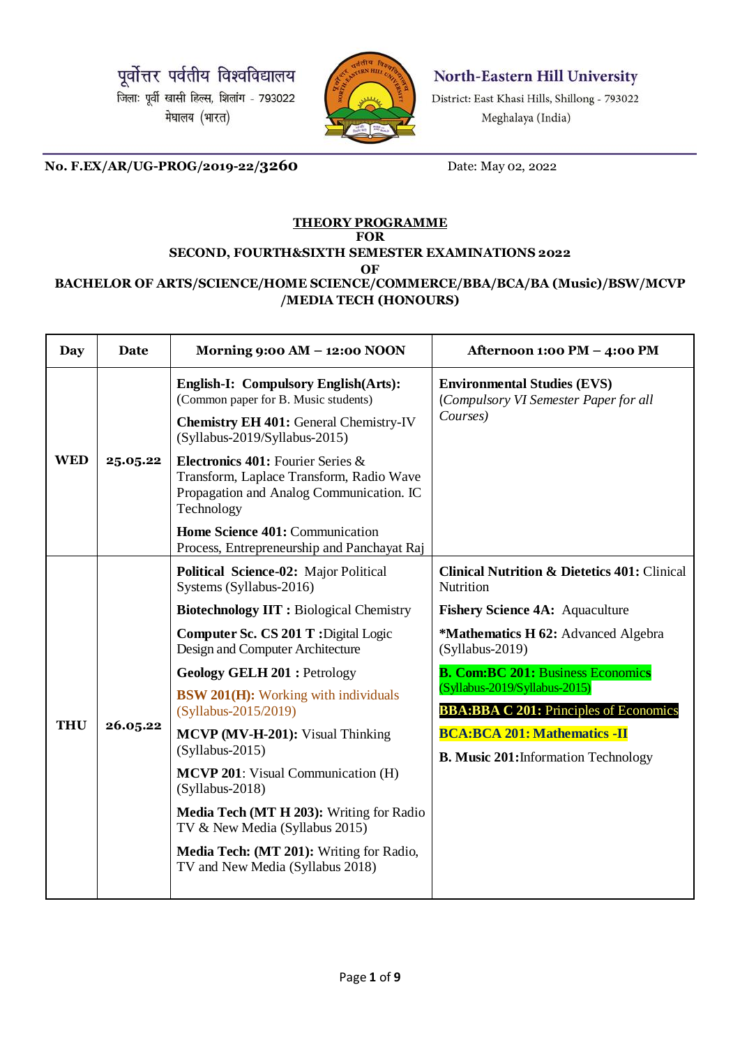पूर्वोत्तर पर्वतीय विश्वविद्यालय
जिला: पूर्वी खासी हिल्स, शिलांग - 793022
मेघालय (भारत)

**North-Eastern Hill University**
District: East Khasi Hills, Shillong - 793022
Meghalaya (India)

**No. F.EX/AR/UG-PROG/2019-22/3260** Date: May 02, 2022

**THEORY PROGRAMME**
**FOR**
**SECOND, FOURTH&SIXTH SEMESTER EXAMINATIONS 2022**
**OF**
**BACHELOR OF ARTS/SCIENCE/HOME SCIENCE/COMMERCE/BBA/BCA/BA (Music)/BSW/MCVP /MEDIA TECH (HONOURS)**

| Day | Date | Morning 9:00 AM – 12:00 NOON | Afternoon 1:00 PM – 4:00 PM |
|---|---|---|---|
| WED | 25.05.22 | **English-I: Compulsory English(Arts):** (Common paper for B. Music students)<br>**Chemistry EH 401:** General Chemistry-IV (Syllabus-2019/Syllabus-2015)<br>**Electronics 401:** Fourier Series & Transform, Laplace Transform, Radio Wave Propagation and Analog Communication. IC Technology<br>**Home Science 401:** Communication Process, Entrepreneurship and Panchayat Raj | **Environmental Studies (EVS)** (*Compulsory VI Semester Paper for all Courses*) |
| THU | 26.05.22 | **Political Science-02:** Major Political Systems (Syllabus-2016)<br>**Biotechnology IIT :** Biological Chemistry<br>**Computer Sc. CS 201 T :**Digital Logic Design and Computer Architecture<br>**Geology GELH 201 :** Petrology<br>**BSW 201(H):** Working with individuals (Syllabus-2015/2019)<br>**MCVP (MV-H-201):** Visual Thinking (Syllabus-2015)<br>**MCVP 201**: Visual Communication (H) (Syllabus-2018)<br>**Media Tech (MT H 203):** Writing for Radio TV & New Media (Syllabus 2015)<br>**Media Tech: (MT 201):** Writing for Radio, TV and New Media (Syllabus 2018) | **Clinical Nutrition & Dietetics 401:** Clinical Nutrition<br>**Fishery Science 4A:** Aquaculture<br>**\*Mathematics H 62:** Advanced Algebra (Syllabus-2019)<br>**B. Com:BC 201:** Business Economics (Syllabus-2019/Syllabus-2015)<br>**BBA:BBA C 201:** Principles of Economics<br>**BCA:BCA 201: Mathematics -II**<br>**B. Music 201:**Information Technology |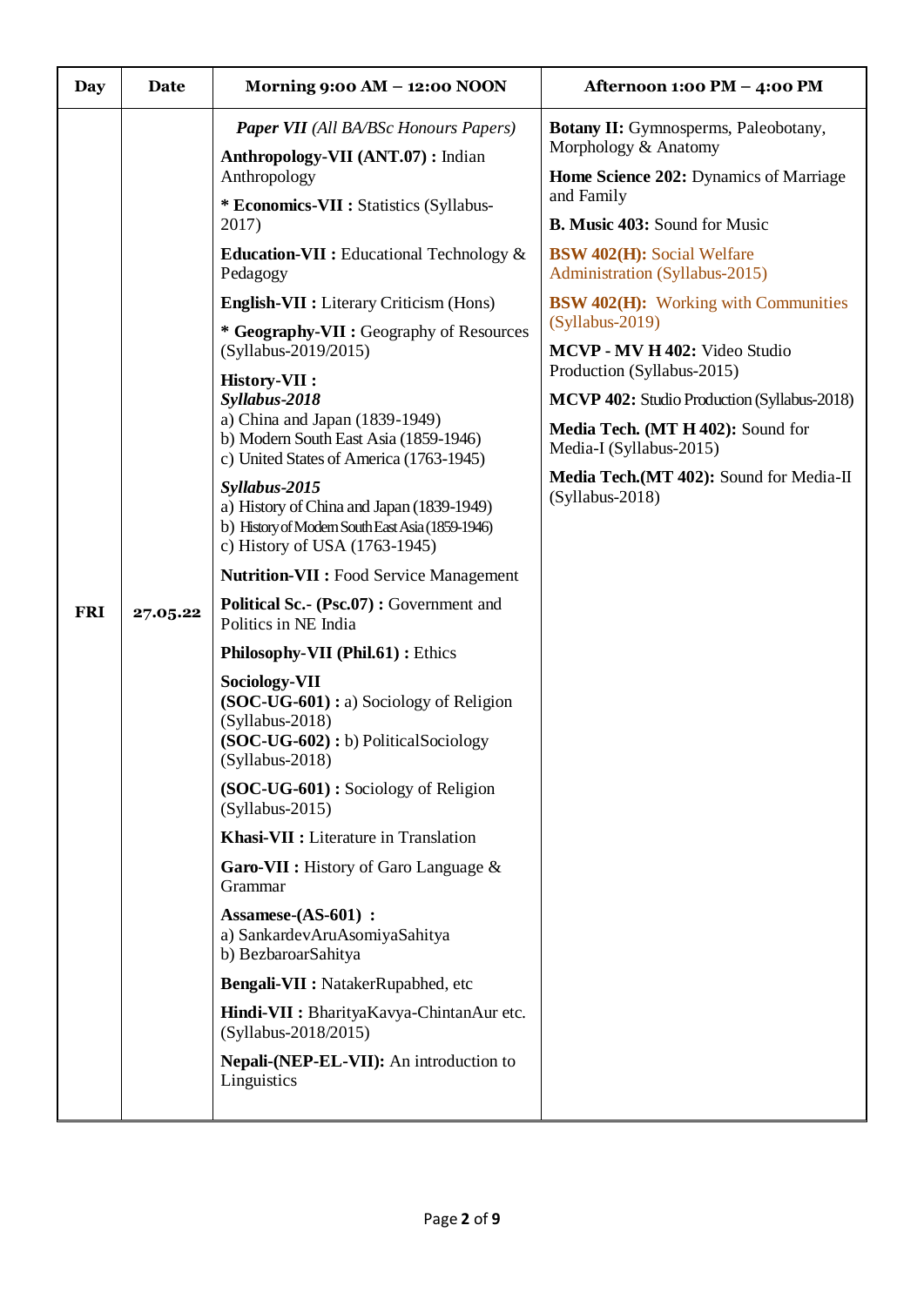| Day | Date | Morning 9:00 AM – 12:00 NOON | Afternoon 1:00 PM – 4:00 PM |
|---|---|---|---|
| FRI | 27.05.22 | ***Paper VII*** *(All BA/BSc Honours Papers)*<br>**Anthropology-VII (ANT.07) :** Indian Anthropology<br>**\* Economics-VII :** Statistics (Syllabus-2017)<br>**Education-VII :** Educational Technology & Pedagogy<br>**English-VII :** Literary Criticism (Hons)<br>**\* Geography-VII :** Geography of Resources (Syllabus-2019/2015)<br>**History-VII :**<br>***Syllabus-2018***<br>a) China and Japan (1839-1949)<br>b) Modern South East Asia (1859-1946)<br>c) United States of America (1763-1945)<br>***Syllabus-2015***<br>a) History of China and Japan (1839-1949)<br>b) History of Modern South East Asia (1859-1946)<br>c) History of USA (1763-1945)<br>**Nutrition-VII :** Food Service Management<br>**Political Sc.- (Psc.07) :** Government and Politics in NE India<br>**Philosophy-VII (Phil.61) :** Ethics<br>**Sociology-VII**<br>**(SOC-UG-601) :** a) Sociology of Religion (Syllabus-2018)<br>**(SOC-UG-602) :** b) PoliticalSociology (Syllabus-2018)<br>**(SOC-UG-601) :** Sociology of Religion (Syllabus-2015)<br>**Khasi-VII :** Literature in Translation<br>**Garo-VII :** History of Garo Language & Grammar<br>**Assamese-(AS-601) :**<br>a) SankardevAruAsomiyaSahitya<br>b) BezbaroarSahitya<br>**Bengali-VII :** NatakerRupabhed, etc<br>**Hindi-VII :** BharityaKavya-ChintanAur etc. (Syllabus-2018/2015)<br>**Nepali-(NEP-EL-VII):** An introduction to Linguistics | **Botany II:** Gymnosperms, Paleobotany, Morphology & Anatomy<br>**Home Science 202:** Dynamics of Marriage and Family<br>**B. Music 403:** Sound for Music<br>**BSW 402(H):** Social Welfare Administration (Syllabus-2015)<br>**BSW 402(H):** Working with Communities (Syllabus-2019)<br>**MCVP - MV H 402:** Video Studio Production (Syllabus-2015)<br>**MCVP 402:** Studio Production (Syllabus-2018)<br>**Media Tech. (MT H 402):** Sound for Media-I (Syllabus-2015)<br>**Media Tech.(MT 402):** Sound for Media-II (Syllabus-2018) |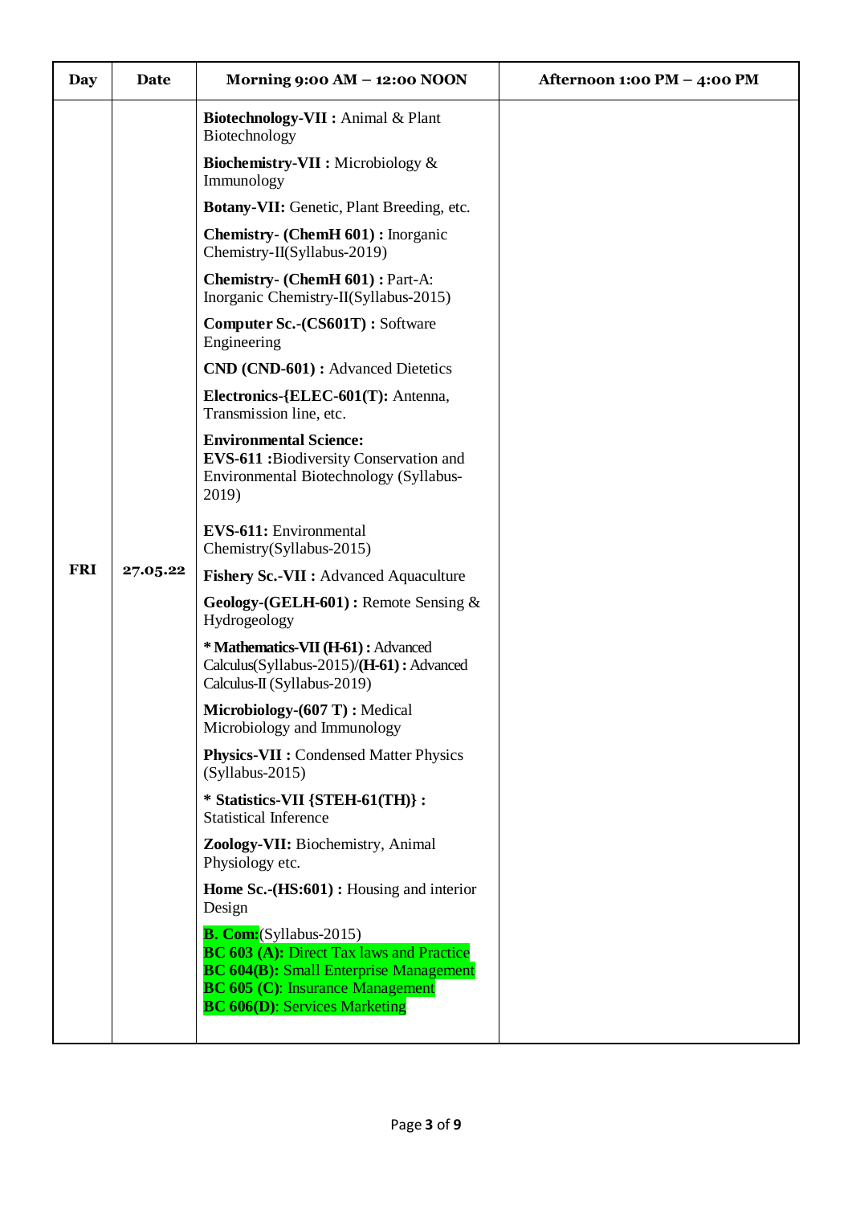| Day | Date | Morning 9:00 AM – 12:00 NOON | Afternoon 1:00 PM – 4:00 PM |
|---|---|---|---|
| FRI | 27.05.22 | **Biotechnology-VII :** Animal & Plant Biotechnology<br><br>**Biochemistry-VII :** Microbiology & Immunology<br><br>**Botany-VII:** Genetic, Plant Breeding, etc.<br><br>**Chemistry- (ChemH 601) :** Inorganic Chemistry-II(Syllabus-2019)<br><br>**Chemistry- (ChemH 601) :** Part-A: Inorganic Chemistry-II(Syllabus-2015)<br><br>**Computer Sc.-(CS601T) :** Software Engineering<br><br>**CND (CND-601) :** Advanced Dietetics<br><br>**Electronics-{ELEC-601(T):** Antenna, Transmission line, etc.<br><br>**Environmental Science:**<br>**EVS-611 :**Biodiversity Conservation and Environmental Biotechnology (Syllabus-2019)<br><br>**EVS-611:** Environmental Chemistry(Syllabus-2015)<br><br>**Fishery Sc.-VII :** Advanced Aquaculture<br><br>**Geology-(GELH-601) :** Remote Sensing & Hydrogeology<br><br>**\* Mathematics-VII (H-61) :** Advanced Calculus(Syllabus-2015)/**(H-61) :** Advanced Calculus-II (Syllabus-2019)<br><br>**Microbiology-(607 T) :** Medical Microbiology and Immunology<br><br>**Physics-VII :** Condensed Matter Physics (Syllabus-2015)<br><br>**\* Statistics-VII {STEH-61(TH)} :** Statistical Inference<br><br>**Zoology-VII:** Biochemistry, Animal Physiology etc.<br><br>**Home Sc.-(HS:601) :** Housing and interior Design<br><br>**B. Com:**(Syllabus-2015)<br>**BC 603 (A):** Direct Tax laws and Practice<br>**BC 604(B):** Small Enterprise Management<br>**BC 605 (C)**: Insurance Management<br>**BC 606(D)**: Services Marketing | |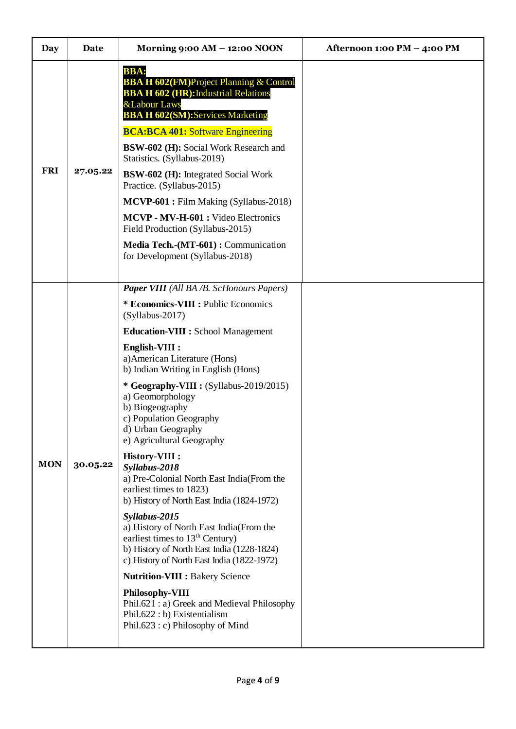| Day | Date | Morning 9:00 AM – 12:00 NOON | Afternoon 1:00 PM – 4:00 PM |
|---|---|---|---|
| FRI | 27.05.22 | **BBA:**<br>**BBA H 602(FM)**Project Planning & Control<br>**BBA H 602 (HR):**Industrial Relations &Labour Laws<br>**BBA H 602(SM):**Services Marketing<br><br>**BCA:BCA 401:** Software Engineering<br><br>**BSW-602 (H):** Social Work Research and Statistics. (Syllabus-2019)<br><br>**BSW-602 (H):** Integrated Social Work Practice. (Syllabus-2015)<br><br>**MCVP-601 :** Film Making (Syllabus-2018)<br><br>**MCVP - MV-H-601 :** Video Electronics Field Production (Syllabus-2015)<br><br>**Media Tech.-(MT-601) :** Communication for Development (Syllabus-2018) | |
| MON | 30.05.22 | ***Paper VIII*** *(All BA /B. ScHonours Papers)*<br><br>**\* Economics-VIII :** Public Economics (Syllabus-2017)<br><br>**Education-VIII :** School Management<br><br>**English-VIII :**<br>a)American Literature (Hons)<br>b) Indian Writing in English (Hons)<br><br>**\* Geography-VIII :** (Syllabus-2019/2015)<br>a) Geomorphology<br>b) Biogeography<br>c) Population Geography<br>d) Urban Geography<br>e) Agricultural Geography<br><br>**History-VIII :**<br>***Syllabus-2018***<br>a) Pre-Colonial North East India(From the earliest times to 1823)<br>b) History of North East India (1824-1972)<br><br>***Syllabus-2015***<br>a) History of North East India(From the earliest times to 13th Century)<br>b) History of North East India (1228-1824)<br>c) History of North East India (1822-1972)<br><br>**Nutrition-VIII :** Bakery Science<br><br>**Philosophy-VIII**<br>Phil.621 : a) Greek and Medieval Philosophy<br>Phil.622 : b) Existentialism<br>Phil.623 : c) Philosophy of Mind | |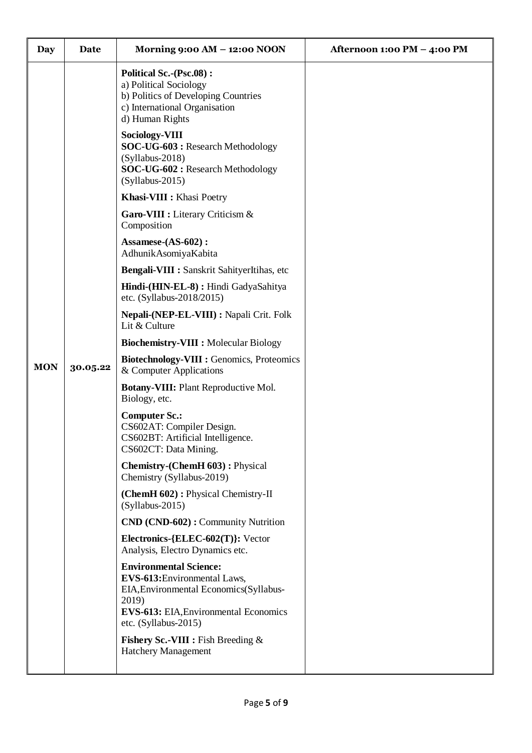| Day | Date | Morning 9:00 AM – 12:00 NOON | Afternoon 1:00 PM – 4:00 PM |
|---|---|---|---|
| MON | 30.05.22 | **Political Sc.-(Psc.08) :**<br>a) Political Sociology<br>b) Politics of Developing Countries<br>c) International Organisation<br>d) Human Rights<br><br>**Sociology-VIII**<br>**SOC-UG-603 :** Research Methodology (Syllabus-2018)<br>**SOC-UG-602 :** Research Methodology (Syllabus-2015)<br><br>**Khasi-VIII :** Khasi Poetry<br><br>**Garo-VIII :** Literary Criticism & Composition<br><br>**Assamese-(AS-602) :** AdhunikAsomiyaKabita<br><br>**Bengali-VIII :** Sanskrit SahityerItihas, etc<br><br>**Hindi-(HIN-EL-8) :** Hindi GadyaSahitya etc. (Syllabus-2018/2015)<br><br>**Nepali-(NEP-EL-VIII) :** Napali Crit. Folk Lit & Culture<br><br>**Biochemistry-VIII :** Molecular Biology<br><br>**Biotechnology-VIII :** Genomics, Proteomics & Computer Applications<br><br>**Botany-VIII:** Plant Reproductive Mol. Biology, etc.<br><br>**Computer Sc.:**<br>CS602AT: Compiler Design.<br>CS602BT: Artificial Intelligence.<br>CS602CT: Data Mining.<br><br>**Chemistry-(ChemH 603) :** Physical Chemistry (Syllabus-2019)<br><br>**(ChemH 602) :** Physical Chemistry-II (Syllabus-2015)<br><br>**CND (CND-602) :** Community Nutrition<br><br>**Electronics-{ELEC-602(T)}:** Vector Analysis, Electro Dynamics etc.<br><br>**Environmental Science:**<br>**EVS-613:**Environmental Laws, EIA,Environmental Economics(Syllabus-2019)<br>**EVS-613:** EIA,Environmental Economics etc. (Syllabus-2015)<br><br>**Fishery Sc.-VIII :** Fish Breeding & Hatchery Management | |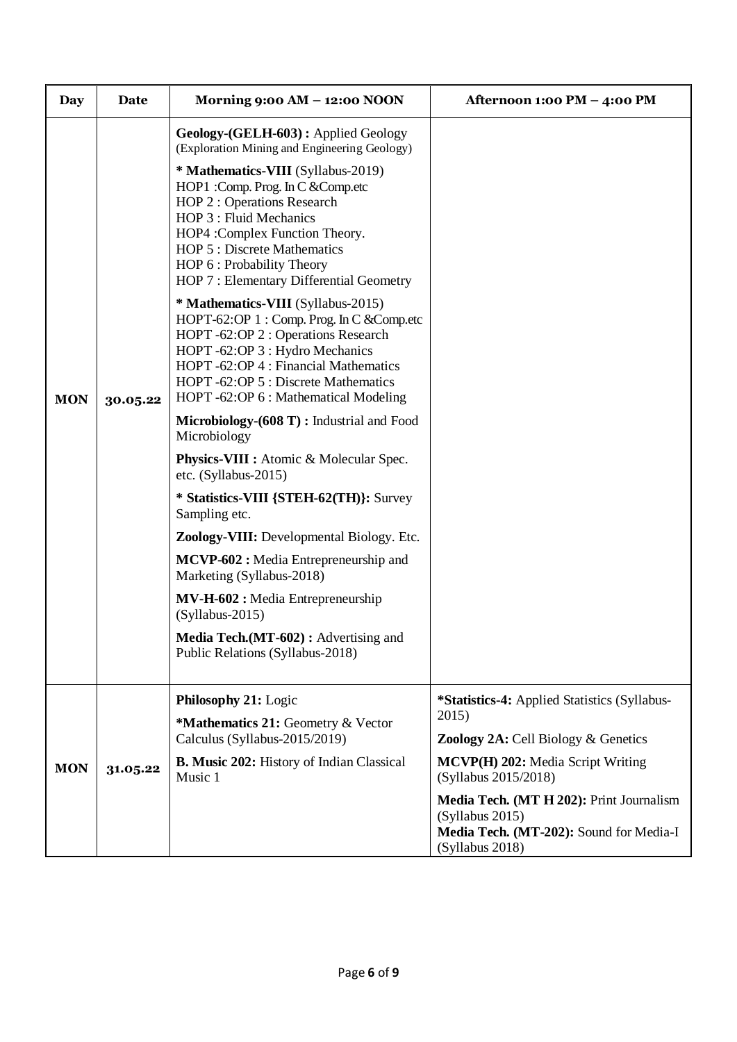| Day | Date | Morning 9:00 AM – 12:00 NOON | Afternoon 1:00 PM – 4:00 PM |
|---|---|---|---|
| MON | 30.05.22 | **Geology-(GELH-603) :** Applied Geology (Exploration Mining and Engineering Geology)<br><br>**\* Mathematics-VIII** (Syllabus-2019)<br>HOP1 :Comp. Prog. In C &Comp.etc<br>HOP 2 : Operations Research<br>HOP 3 : Fluid Mechanics<br>HOP4 :Complex Function Theory.<br>HOP 5 : Discrete Mathematics<br>HOP 6 : Probability Theory<br>HOP 7 : Elementary Differential Geometry<br><br>**\* Mathematics-VIII** (Syllabus-2015)<br>HOPT-62:OP 1 : Comp. Prog. In C &Comp.etc<br>HOPT -62:OP 2 : Operations Research<br>HOPT -62:OP 3 : Hydro Mechanics<br>HOPT -62:OP 4 : Financial Mathematics<br>HOPT -62:OP 5 : Discrete Mathematics<br>HOPT -62:OP 6 : Mathematical Modeling<br><br>**Microbiology-(608 T) :** Industrial and Food Microbiology<br><br>**Physics-VIII :** Atomic & Molecular Spec. etc. (Syllabus-2015)<br><br>**\* Statistics-VIII {STEH-62(TH)}:** Survey Sampling etc.<br><br>**Zoology-VIII:** Developmental Biology. Etc.<br><br>**MCVP-602 :** Media Entrepreneurship and Marketing (Syllabus-2018)<br><br>**MV-H-602 :** Media Entrepreneurship (Syllabus-2015)<br><br>**Media Tech.(MT-602) :** Advertising and Public Relations (Syllabus-2018) | |
| MON | 31.05.22 | **Philosophy 21:** Logic<br><br>**\*Mathematics 21:** Geometry & Vector Calculus (Syllabus-2015/2019)<br><br>**B. Music 202:** History of Indian Classical Music 1 | **\*Statistics-4:** Applied Statistics (Syllabus-2015)<br><br>**Zoology 2A:** Cell Biology & Genetics<br><br>**MCVP(H) 202:** Media Script Writing (Syllabus 2015/2018)<br><br>**Media Tech. (MT H 202):** Print Journalism (Syllabus 2015)<br>**Media Tech. (MT-202):** Sound for Media-I (Syllabus 2018) |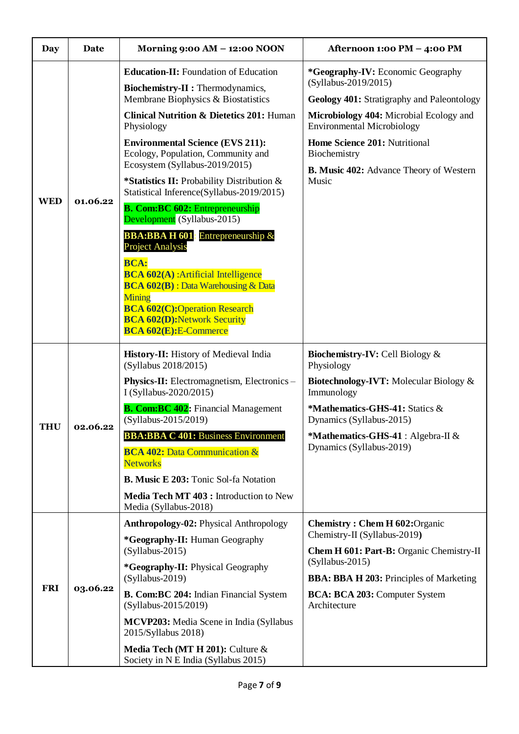| Day | Date | Morning 9:00 AM – 12:00 NOON | Afternoon 1:00 PM – 4:00 PM |
|---|---|---|---|
| WED | 01.06.22 | **Education-II:** Foundation of Education<br>**Biochemistry-II :** Thermodynamics, Membrane Biophysics & Biostatistics<br>**Clinical Nutrition & Dietetics 201:** Human Physiology<br>**Environmental Science (EVS 211):** Ecology, Population, Community and Ecosystem (Syllabus-2019/2015)<br>***Statistics II:** Probability Distribution & Statistical Inference(Syllabus-2019/2015)<br>**B. Com:BC 602:** Entrepreneurship Development (Syllabus-2015)<br>**BBA:BBA H 601** Entrepreneurship & Project Analysis<br>**BCA:**<br>**BCA 602(A)** :Artificial Intelligence<br>**BCA 602(B)** : Data Warehousing & Data Mining<br>**BCA 602(C):**Operation Research<br>**BCA 602(D):**Network Security<br>**BCA 602(E):**E-Commerce | ***Geography-IV:** Economic Geography (Syllabus-2019/2015)<br>**Geology 401:** Stratigraphy and Paleontology<br>**Microbiology 404:** Microbial Ecology and Environmental Microbiology<br>**Home Science 201:** Nutritional Biochemistry<br>**B. Music 402:** Advance Theory of Western Music |
| THU | 02.06.22 | **History-II:** History of Medieval India (Syllabus 2018/2015)<br>**Physics-II:** Electromagnetism, Electronics – I (Syllabus-2020/2015)<br>**B. Com:BC 402:** Financial Management (Syllabus-2015/2019)<br>**BBA:BBA C 401: Business Environment**<br>**BCA 402:** Data Communication & Networks<br>**B. Music E 203:** Tonic Sol-fa Notation<br>**Media Tech MT 403 :** Introduction to New Media (Syllabus-2018) | **Biochemistry-IV:** Cell Biology & Physiology<br>**Biotechnology-IVT:** Molecular Biology & Immunology<br>***Mathematics-GHS-41:** Statics & Dynamics (Syllabus-2015)<br>***Mathematics-GHS-41** : Algebra-II & Dynamics (Syllabus-2019) |
| FRI | 03.06.22 | **Anthropology-02:** Physical Anthropology<br>***Geography-II:** Human Geography (Syllabus-2015)<br>***Geography-II:** Physical Geography (Syllabus-2019)<br>**B. Com:BC 204:** Indian Financial System (Syllabus-2015/2019)<br>**MCVP203:** Media Scene in India (Syllabus 2015/Syllabus 2018)<br>**Media Tech (MT H 201):** Culture & Society in N E India (Syllabus 2015) | **Chemistry : Chem H 602:**Organic Chemistry-II (Syllabus-2019)<br>**Chem H 601: Part-B:** Organic Chemistry-II (Syllabus-2015)<br>**BBA: BBA H 203:** Principles of Marketing<br>**BCA: BCA 203:** Computer System Architecture |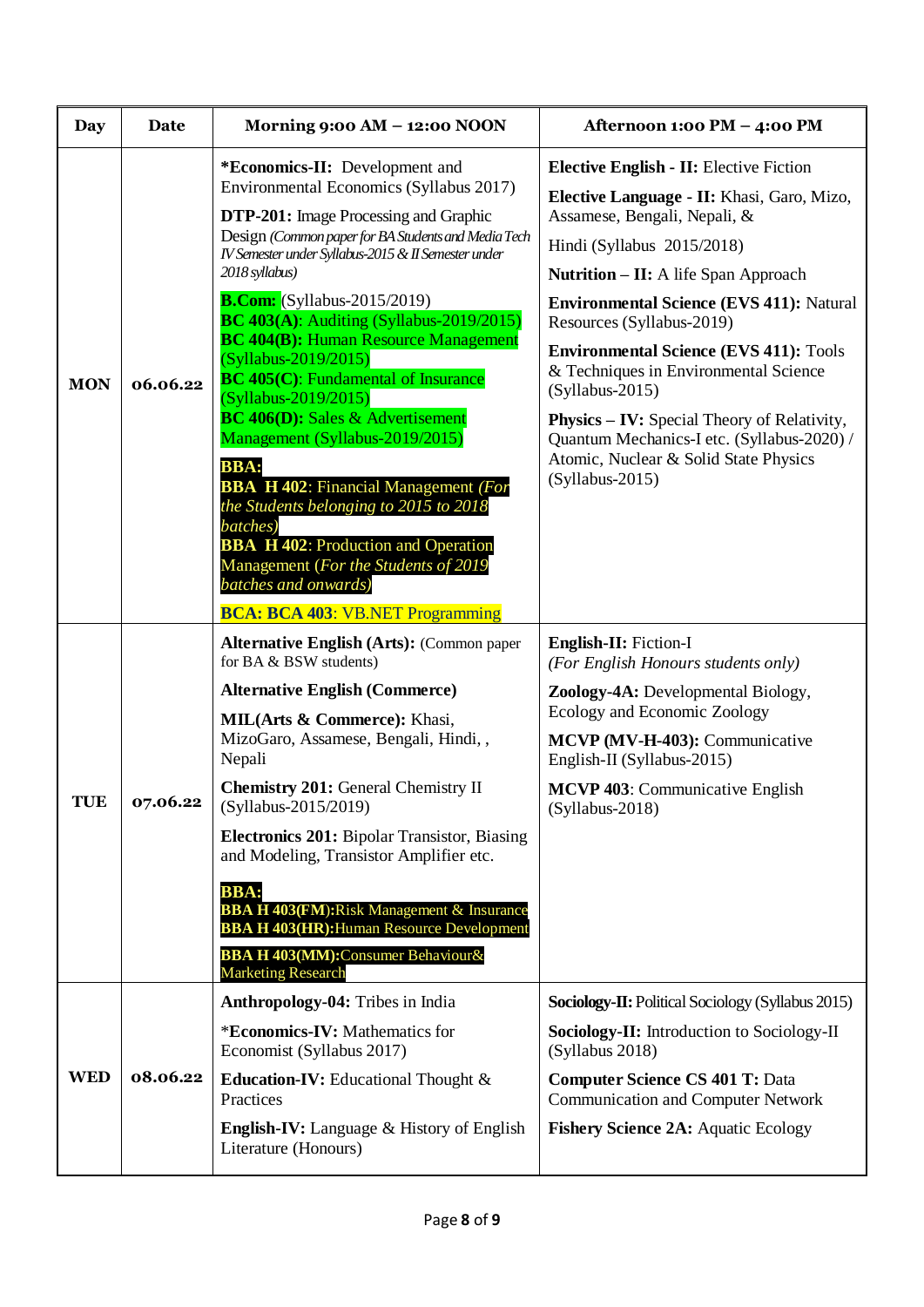| Day | Date | Morning 9:00 AM – 12:00 NOON | Afternoon 1:00 PM – 4:00 PM |
|---|---|---|---|
| MON | 06.06.22 | ***Economics-II:** Development and Environmental Economics (Syllabus 2017)<br><br>**DTP-201:** Image Processing and Graphic Design *(Common paper for BA Students and Media Tech IV Semester under Syllabus-2015 & II Semester under 2018 syllabus)*<br><br>**B.Com:** (Syllabus-2015/2019)<br>**BC 403(A)**: Auditing (Syllabus-2019/2015)<br>**BC 404(B):** Human Resource Management (Syllabus-2019/2015)<br>**BC 405(C)**: Fundamental of Insurance (Syllabus-2019/2015)<br>**BC 406(D):** Sales & Advertisement Management (Syllabus-2019/2015)<br><br>**BBA:**<br>**BBA H 402**: Financial Management *(For the Students belonging to 2015 to 2018 batches)*<br>**BBA H 402**: Production and Operation Management (*For the Students of 2019 batches and onwards)*<br><br>**BCA: BCA 403**: VB.NET Programming | **Elective English - II:** Elective Fiction<br><br>**Elective Language - II:** Khasi, Garo, Mizo, Assamese, Bengali, Nepali, &<br><br>Hindi (Syllabus 2015/2018)<br><br>**Nutrition – II:** A life Span Approach<br><br>**Environmental Science (EVS 411):** Natural Resources (Syllabus-2019)<br><br>**Environmental Science (EVS 411):** Tools & Techniques in Environmental Science (Syllabus-2015)<br><br>**Physics – IV:** Special Theory of Relativity, Quantum Mechanics-I etc. (Syllabus-2020) / Atomic, Nuclear & Solid State Physics (Syllabus-2015) |
| TUE | 07.06.22 | **Alternative English (Arts):** (Common paper for BA & BSW students)<br><br>**Alternative English (Commerce)**<br><br>**MIL(Arts & Commerce):** Khasi, MizoGaro, Assamese, Bengali, Hindi, , Nepali<br><br>**Chemistry 201:** General Chemistry II (Syllabus-2015/2019)<br><br>**Electronics 201:** Bipolar Transistor, Biasing and Modeling, Transistor Amplifier etc.<br><br>**BBA:**<br>**BBA H 403(FM):**Risk Management & Insurance<br>**BBA H 403(HR):**Human Resource Development<br><br>**BBA H 403(MM):**Consumer Behaviour& Marketing Research | **English-II:** Fiction-I<br>*(For English Honours students only)*<br><br>**Zoology-4A:** Developmental Biology, Ecology and Economic Zoology<br><br>**MCVP (MV-H-403):** Communicative English-II (Syllabus-2015)<br><br>**MCVP 403**: Communicative English (Syllabus-2018) |
| WED | 08.06.22 | **Anthropology-04:** Tribes in India<br><br>***Economics-IV:** Mathematics for Economist (Syllabus 2017)<br><br>**Education-IV:** Educational Thought & Practices<br><br>**English-IV:** Language & History of English Literature (Honours) | **Sociology-II:** Political Sociology (Syllabus 2015)<br><br>**Sociology-II:** Introduction to Sociology-II (Syllabus 2018)<br><br>**Computer Science CS 401 T:** Data Communication and Computer Network<br><br>**Fishery Science 2A:** Aquatic Ecology |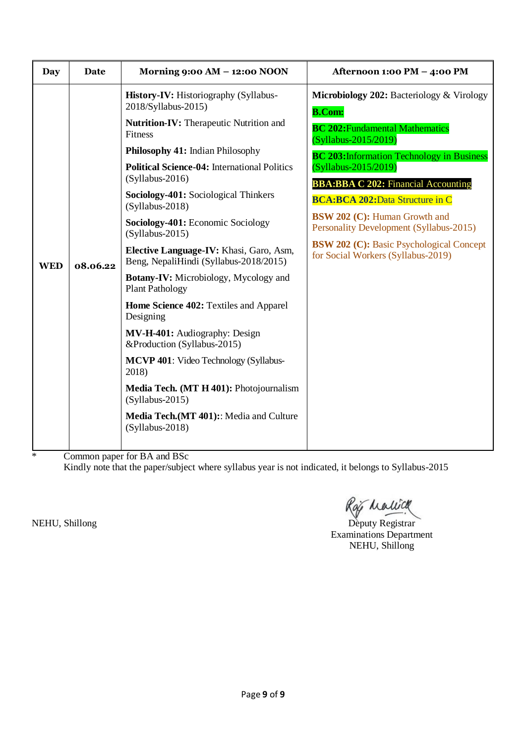| Day | Date | Morning 9:00 AM – 12:00 NOON | Afternoon 1:00 PM – 4:00 PM |
|---|---|---|---|
| WED | 08.06.22 | **History-IV:** Historiography (Syllabus-2018/Syllabus-2015)<br>**Nutrition-IV:** Therapeutic Nutrition and Fitness<br>**Philosophy 41:** Indian Philosophy<br>**Political Science-04:** International Politics (Syllabus-2016)<br>**Sociology-401:** Sociological Thinkers (Syllabus-2018)<br>**Sociology-401:** Economic Sociology (Syllabus-2015)<br>**Elective Language-IV:** Khasi, Garo, Asm, Beng, NepaliHindi (Syllabus-2018/2015)<br>**Botany-IV:** Microbiology, Mycology and Plant Pathology<br>**Home Science 402:** Textiles and Apparel Designing<br>**MV-H-401:** Audiography: Design &Production (Syllabus-2015)<br>**MCVP 401**: Video Technology (Syllabus-2018)<br>**Media Tech. (MT H 401):** Photojournalism (Syllabus-2015)<br>**Media Tech.(MT 401)::** Media and Culture (Syllabus-2018) | **Microbiology 202:** Bacteriology & Virology<br>**B.Com:**<br>**BC 202:**Fundamental Mathematics (Syllabus-2015/2019)<br>**BC 203:**Information Technology in Business (Syllabus-2015/2019)<br>**BBA:BBA C 202:** Financial Accounting<br>**BCA:BCA 202:**Data Structure in C<br>**BSW 202 (C):** Human Growth and Personality Development (Syllabus-2015)<br>**BSW 202 (C):** Basic Psychological Concept for Social Workers (Syllabus-2019) |

\* Common paper for BA and BSc

Kindly note that the paper/subject where syllabus year is not indicated, it belongs to Syllabus-2015

NEHU, Shillong

Deputy Registrar
Examinations Department
NEHU, Shillong